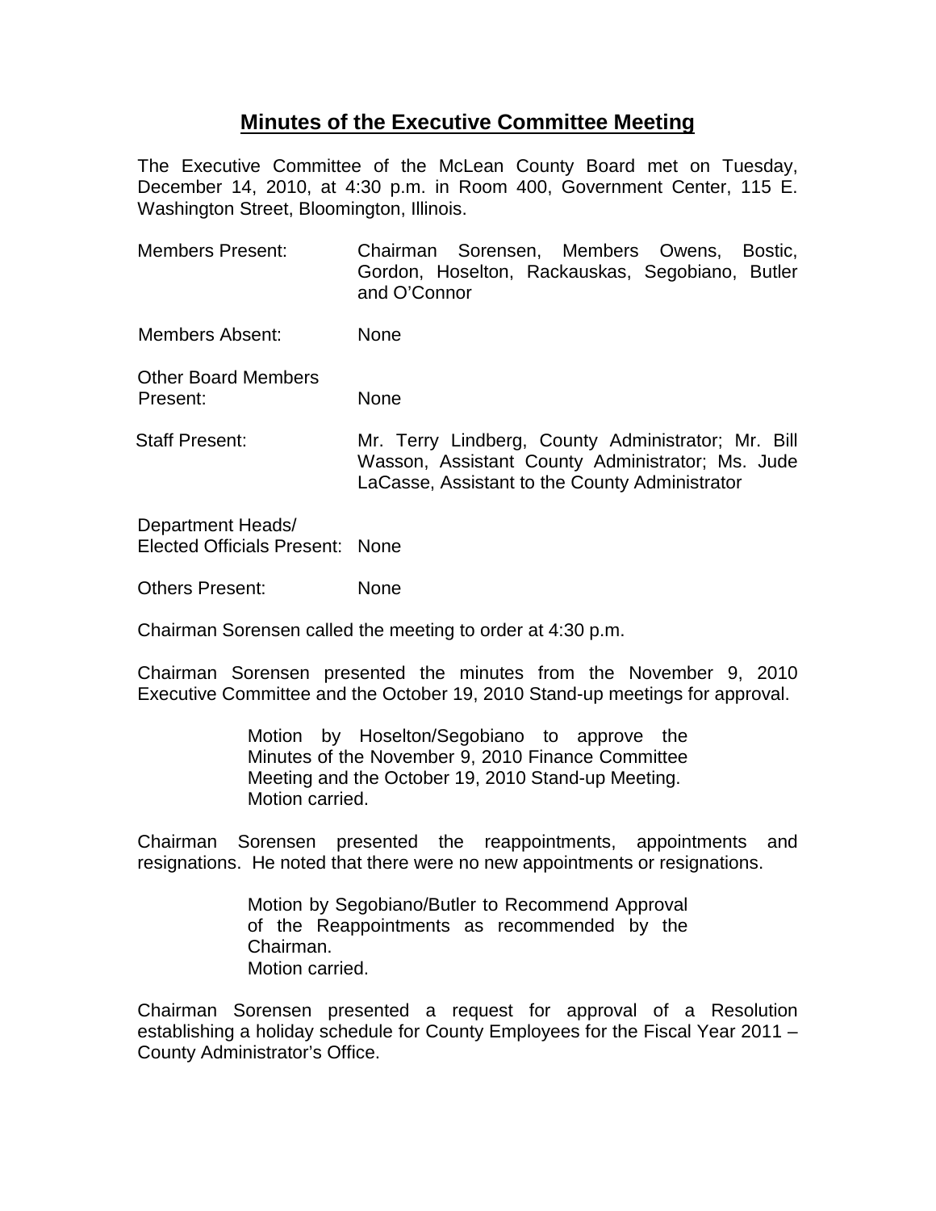# Minutes of the Executive Committee Meeting

The Executive Committee of the McLean County Board met on Tuesday, December 14, 2010, at 4:30 p.m. in Room 400, Government Center, 115 E. Washington Street, Bloomington, Illinois.

| | |
|---|---|
| Members Present: | Chairman Sorensen, Members Owens, Bostic, Gordon, Hoselton, Rackauskas, Segobiano, Butler and O'Connor |
| Members Absent: | None |
| Other Board Members Present: | None |
| Staff Present: | Mr. Terry Lindberg, County Administrator; Mr. Bill Wasson, Assistant County Administrator; Ms. Jude LaCasse, Assistant to the County Administrator |
| Department Heads/ Elected Officials Present: | None |
| Others Present: | None |

Chairman Sorensen called the meeting to order at 4:30 p.m.

Chairman Sorensen presented the minutes from the November 9, 2010 Executive Committee and the October 19, 2010 Stand-up meetings for approval.

> Motion by Hoselton/Segobiano to approve the Minutes of the November 9, 2010 Finance Committee Meeting and the October 19, 2010 Stand-up Meeting.
> Motion carried.

Chairman Sorensen presented the reappointments, appointments and resignations. He noted that there were no new appointments or resignations.

> Motion by Segobiano/Butler to Recommend Approval of the Reappointments as recommended by the Chairman.
> Motion carried.

Chairman Sorensen presented a request for approval of a Resolution establishing a holiday schedule for County Employees for the Fiscal Year 2011 – County Administrator's Office.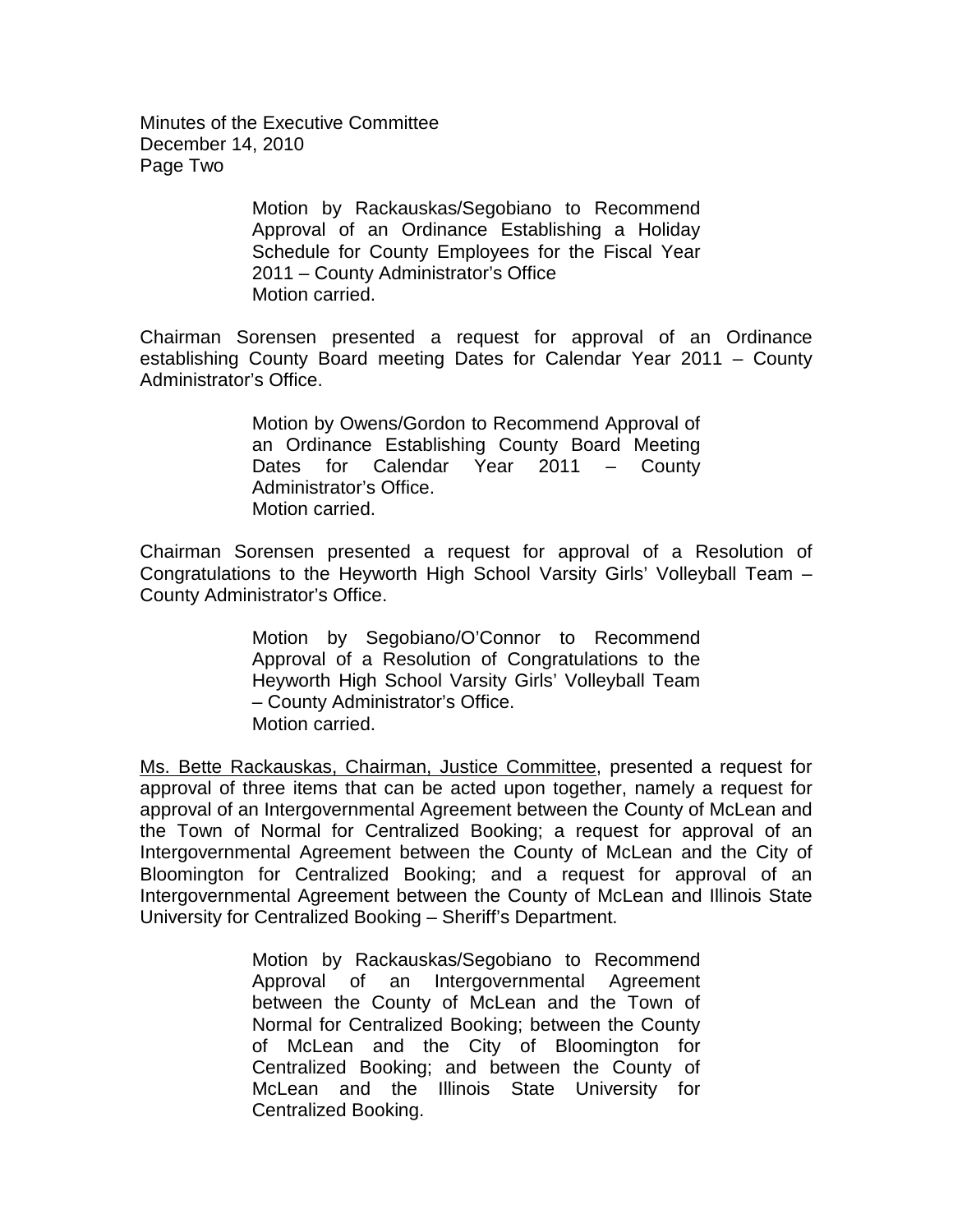Motion by Rackauskas/Segobiano to Recommend Approval of an Ordinance Establishing a Holiday Schedule for County Employees for the Fiscal Year 2011 – County Administrator's Office
Motion carried.

Chairman Sorensen presented a request for approval of an Ordinance establishing County Board meeting Dates for Calendar Year 2011 – County Administrator's Office.

Motion by Owens/Gordon to Recommend Approval of an Ordinance Establishing County Board Meeting Dates for Calendar Year 2011 – County Administrator's Office.
Motion carried.

Chairman Sorensen presented a request for approval of a Resolution of Congratulations to the Heyworth High School Varsity Girls' Volleyball Team – County Administrator's Office.

Motion by Segobiano/O'Connor to Recommend Approval of a Resolution of Congratulations to the Heyworth High School Varsity Girls' Volleyball Team – County Administrator's Office.
Motion carried.

<u>Ms. Bette Rackauskas, Chairman, Justice Committee</u>, presented a request for approval of three items that can be acted upon together, namely a request for approval of an Intergovernmental Agreement between the County of McLean and the Town of Normal for Centralized Booking; a request for approval of an Intergovernmental Agreement between the County of McLean and the City of Bloomington for Centralized Booking; and a request for approval of an Intergovernmental Agreement between the County of McLean and Illinois State University for Centralized Booking – Sheriff's Department.

Motion by Rackauskas/Segobiano to Recommend Approval of an Intergovernmental Agreement between the County of McLean and the Town of Normal for Centralized Booking; between the County of McLean and the City of Bloomington for Centralized Booking; and between the County of McLean and the Illinois State University for Centralized Booking.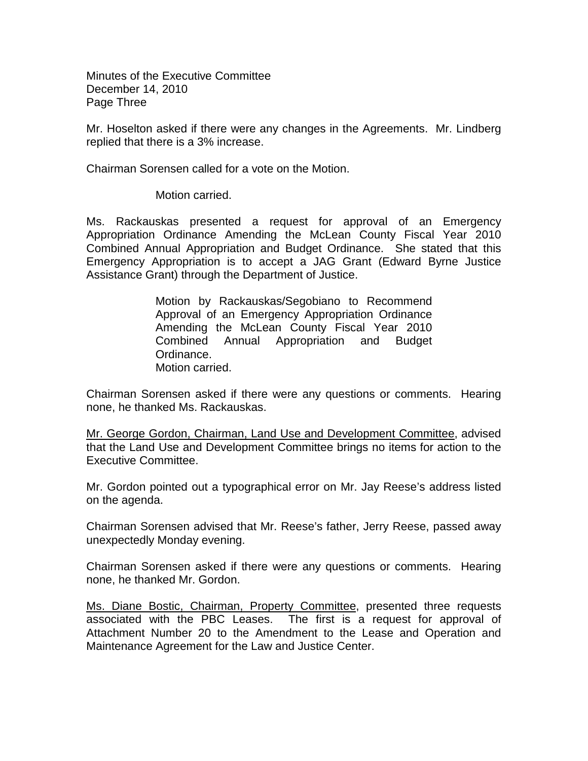Mr. Hoselton asked if there were any changes in the Agreements. Mr. Lindberg replied that there is a 3% increase.

Chairman Sorensen called for a vote on the Motion.

> Motion carried.

Ms. Rackauskas presented a request for approval of an Emergency Appropriation Ordinance Amending the McLean County Fiscal Year 2010 Combined Annual Appropriation and Budget Ordinance. She stated that this Emergency Appropriation is to accept a JAG Grant (Edward Byrne Justice Assistance Grant) through the Department of Justice.

> Motion by Rackauskas/Segobiano to Recommend Approval of an Emergency Appropriation Ordinance Amending the McLean County Fiscal Year 2010 Combined Annual Appropriation and Budget Ordinance.
> Motion carried.

Chairman Sorensen asked if there were any questions or comments. Hearing none, he thanked Ms. Rackauskas.

Mr. George Gordon, Chairman, Land Use and Development Committee, advised that the Land Use and Development Committee brings no items for action to the Executive Committee.

Mr. Gordon pointed out a typographical error on Mr. Jay Reese's address listed on the agenda.

Chairman Sorensen advised that Mr. Reese's father, Jerry Reese, passed away unexpectedly Monday evening.

Chairman Sorensen asked if there were any questions or comments. Hearing none, he thanked Mr. Gordon.

Ms. Diane Bostic, Chairman, Property Committee, presented three requests associated with the PBC Leases. The first is a request for approval of Attachment Number 20 to the Amendment to the Lease and Operation and Maintenance Agreement for the Law and Justice Center.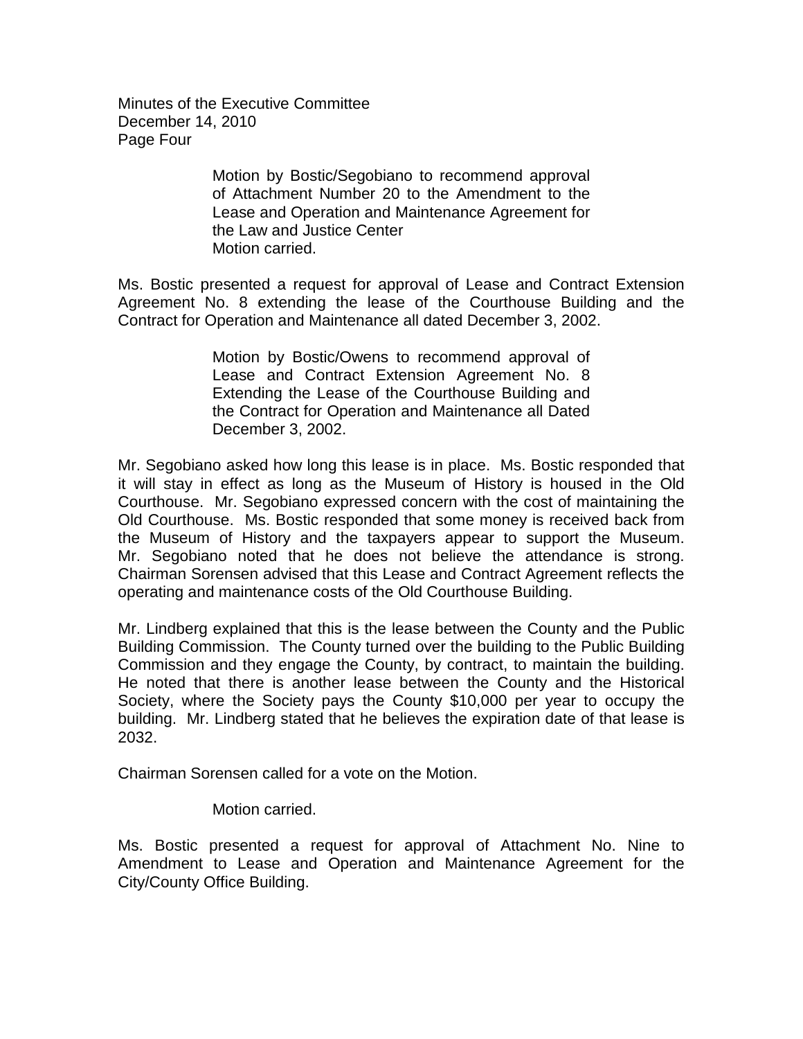Motion by Bostic/Segobiano to recommend approval of Attachment Number 20 to the Amendment to the Lease and Operation and Maintenance Agreement for the Law and Justice Center
Motion carried.

Ms. Bostic presented a request for approval of Lease and Contract Extension Agreement No. 8 extending the lease of the Courthouse Building and the Contract for Operation and Maintenance all dated December 3, 2002.

Motion by Bostic/Owens to recommend approval of Lease and Contract Extension Agreement No. 8 Extending the Lease of the Courthouse Building and the Contract for Operation and Maintenance all Dated December 3, 2002.

Mr. Segobiano asked how long this lease is in place. Ms. Bostic responded that it will stay in effect as long as the Museum of History is housed in the Old Courthouse. Mr. Segobiano expressed concern with the cost of maintaining the Old Courthouse. Ms. Bostic responded that some money is received back from the Museum of History and the taxpayers appear to support the Museum. Mr. Segobiano noted that he does not believe the attendance is strong. Chairman Sorensen advised that this Lease and Contract Agreement reflects the operating and maintenance costs of the Old Courthouse Building.

Mr. Lindberg explained that this is the lease between the County and the Public Building Commission. The County turned over the building to the Public Building Commission and they engage the County, by contract, to maintain the building. He noted that there is another lease between the County and the Historical Society, where the Society pays the County $10,000 per year to occupy the building. Mr. Lindberg stated that he believes the expiration date of that lease is 2032.

Chairman Sorensen called for a vote on the Motion.

Motion carried.

Ms. Bostic presented a request for approval of Attachment No. Nine to Amendment to Lease and Operation and Maintenance Agreement for the City/County Office Building.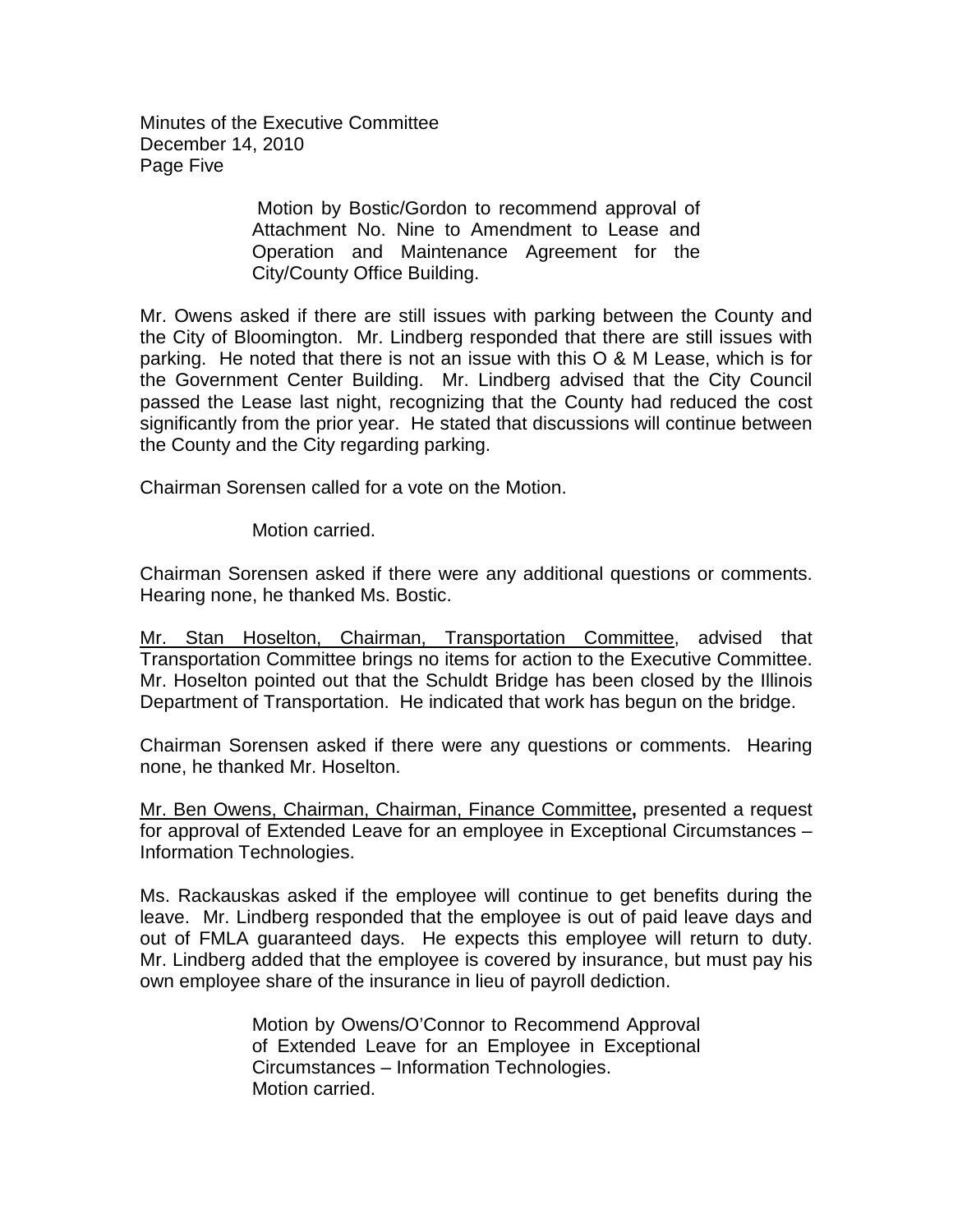Motion by Bostic/Gordon to recommend approval of Attachment No. Nine to Amendment to Lease and Operation and Maintenance Agreement for the City/County Office Building.

Mr. Owens asked if there are still issues with parking between the County and the City of Bloomington. Mr. Lindberg responded that there are still issues with parking. He noted that there is not an issue with this O & M Lease, which is for the Government Center Building. Mr. Lindberg advised that the City Council passed the Lease last night, recognizing that the County had reduced the cost significantly from the prior year. He stated that discussions will continue between the County and the City regarding parking.

Chairman Sorensen called for a vote on the Motion.

Motion carried.

Chairman Sorensen asked if there were any additional questions or comments. Hearing none, he thanked Ms. Bostic.

Mr. Stan Hoselton, Chairman, Transportation Committee, advised that Transportation Committee brings no items for action to the Executive Committee. Mr. Hoselton pointed out that the Schuldt Bridge has been closed by the Illinois Department of Transportation. He indicated that work has begun on the bridge.

Chairman Sorensen asked if there were any questions or comments. Hearing none, he thanked Mr. Hoselton.

Mr. Ben Owens, Chairman, Chairman, Finance Committee**,** presented a request for approval of Extended Leave for an employee in Exceptional Circumstances – Information Technologies.

Ms. Rackauskas asked if the employee will continue to get benefits during the leave. Mr. Lindberg responded that the employee is out of paid leave days and out of FMLA guaranteed days. He expects this employee will return to duty. Mr. Lindberg added that the employee is covered by insurance, but must pay his own employee share of the insurance in lieu of payroll dediction.

Motion by Owens/O'Connor to Recommend Approval of Extended Leave for an Employee in Exceptional Circumstances – Information Technologies.
Motion carried.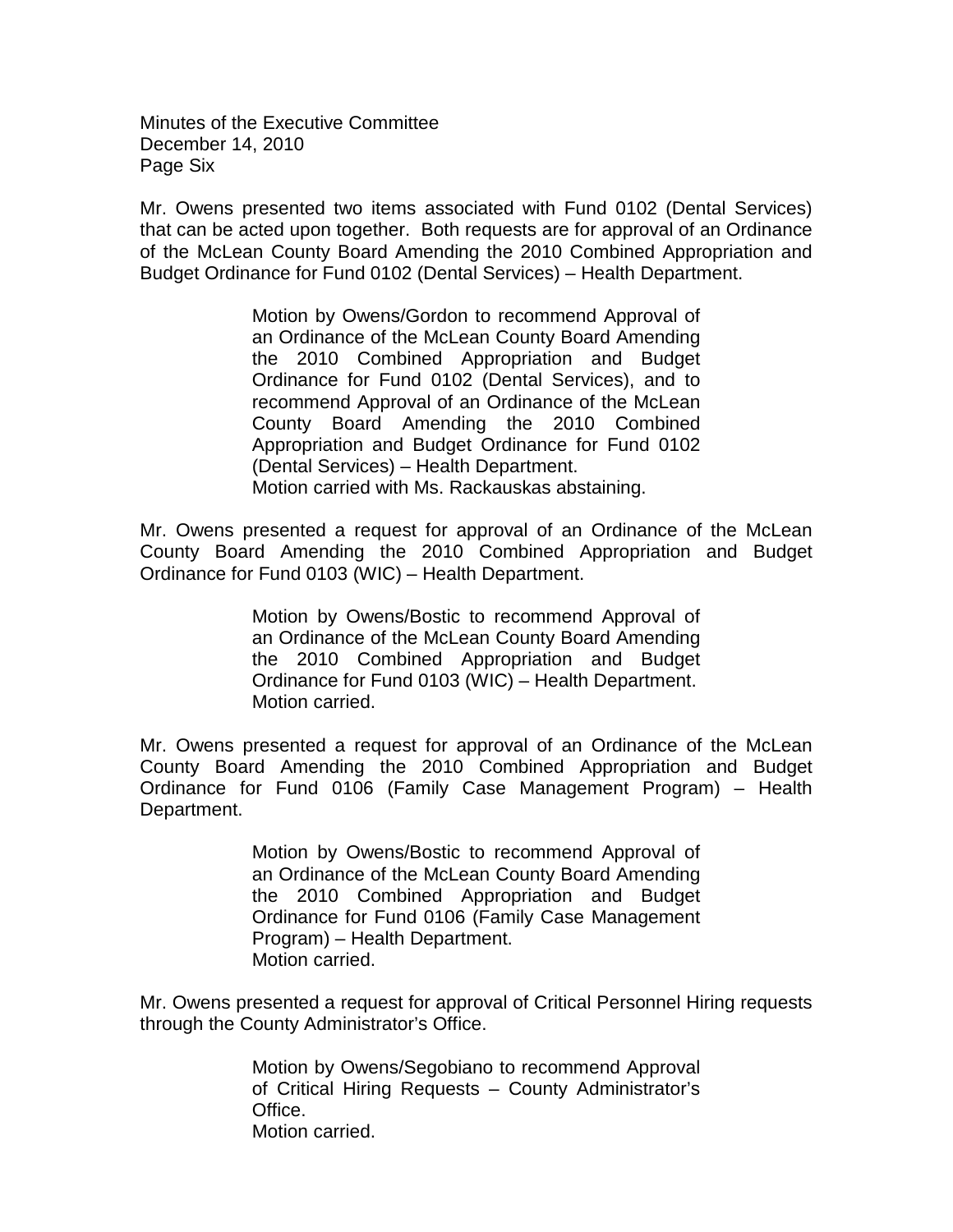Mr. Owens presented two items associated with Fund 0102 (Dental Services) that can be acted upon together. Both requests are for approval of an Ordinance of the McLean County Board Amending the 2010 Combined Appropriation and Budget Ordinance for Fund 0102 (Dental Services) – Health Department.

> Motion by Owens/Gordon to recommend Approval of an Ordinance of the McLean County Board Amending the 2010 Combined Appropriation and Budget Ordinance for Fund 0102 (Dental Services), and to recommend Approval of an Ordinance of the McLean County Board Amending the 2010 Combined Appropriation and Budget Ordinance for Fund 0102 (Dental Services) – Health Department.
> Motion carried with Ms. Rackauskas abstaining.

Mr. Owens presented a request for approval of an Ordinance of the McLean County Board Amending the 2010 Combined Appropriation and Budget Ordinance for Fund 0103 (WIC) – Health Department.

> Motion by Owens/Bostic to recommend Approval of an Ordinance of the McLean County Board Amending the 2010 Combined Appropriation and Budget Ordinance for Fund 0103 (WIC) – Health Department.
> Motion carried.

Mr. Owens presented a request for approval of an Ordinance of the McLean County Board Amending the 2010 Combined Appropriation and Budget Ordinance for Fund 0106 (Family Case Management Program) – Health Department.

> Motion by Owens/Bostic to recommend Approval of an Ordinance of the McLean County Board Amending the 2010 Combined Appropriation and Budget Ordinance for Fund 0106 (Family Case Management Program) – Health Department.
> Motion carried.

Mr. Owens presented a request for approval of Critical Personnel Hiring requests through the County Administrator's Office.

> Motion by Owens/Segobiano to recommend Approval of Critical Hiring Requests – County Administrator's Office.
> Motion carried.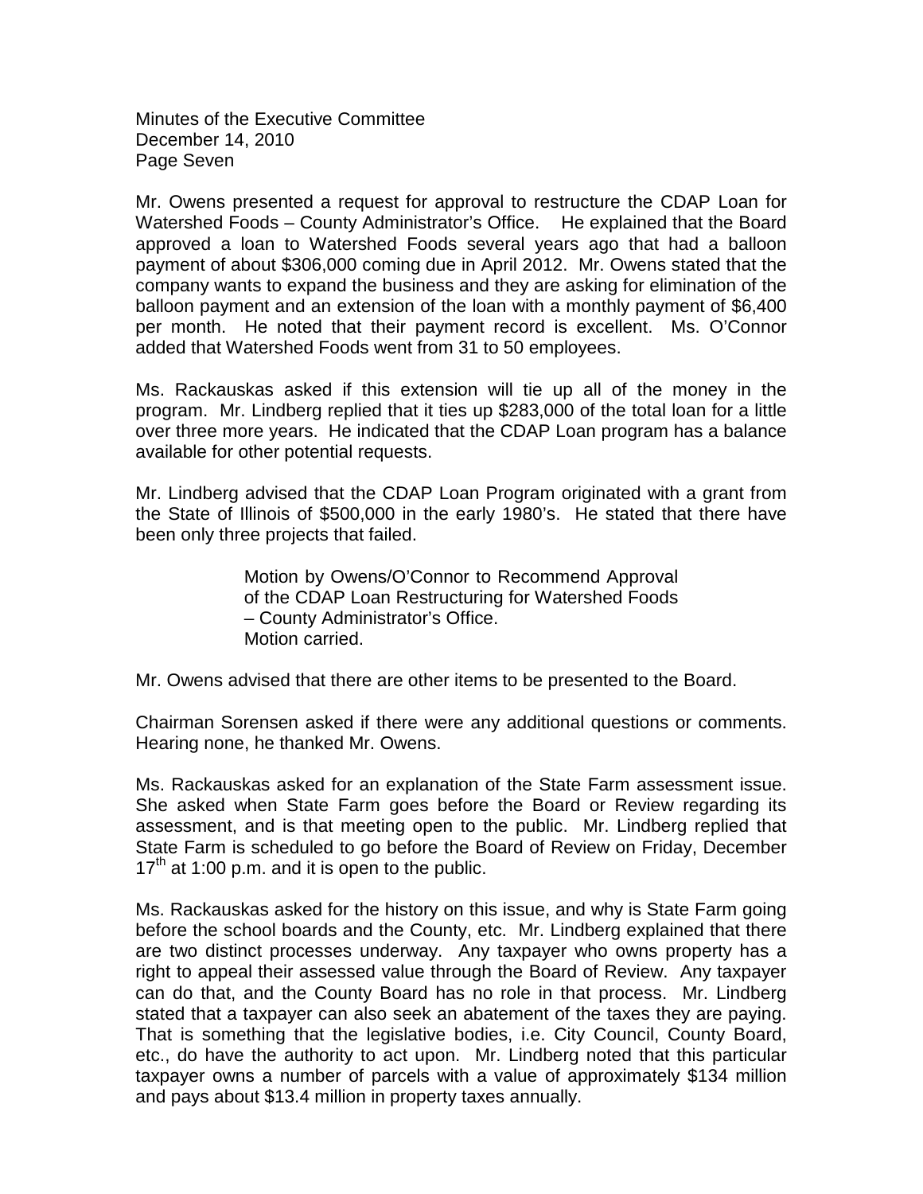Mr. Owens presented a request for approval to restructure the CDAP Loan for Watershed Foods – County Administrator's Office. He explained that the Board approved a loan to Watershed Foods several years ago that had a balloon payment of about $306,000 coming due in April 2012. Mr. Owens stated that the company wants to expand the business and they are asking for elimination of the balloon payment and an extension of the loan with a monthly payment of $6,400 per month. He noted that their payment record is excellent. Ms. O'Connor added that Watershed Foods went from 31 to 50 employees.

Ms. Rackauskas asked if this extension will tie up all of the money in the program. Mr. Lindberg replied that it ties up $283,000 of the total loan for a little over three more years. He indicated that the CDAP Loan program has a balance available for other potential requests.

Mr. Lindberg advised that the CDAP Loan Program originated with a grant from the State of Illinois of $500,000 in the early 1980's. He stated that there have been only three projects that failed.

> Motion by Owens/O'Connor to Recommend Approval of the CDAP Loan Restructuring for Watershed Foods – County Administrator's Office.
> Motion carried.

Mr. Owens advised that there are other items to be presented to the Board.

Chairman Sorensen asked if there were any additional questions or comments. Hearing none, he thanked Mr. Owens.

Ms. Rackauskas asked for an explanation of the State Farm assessment issue. She asked when State Farm goes before the Board or Review regarding its assessment, and is that meeting open to the public. Mr. Lindberg replied that State Farm is scheduled to go before the Board of Review on Friday, December 17th at 1:00 p.m. and it is open to the public.

Ms. Rackauskas asked for the history on this issue, and why is State Farm going before the school boards and the County, etc. Mr. Lindberg explained that there are two distinct processes underway. Any taxpayer who owns property has a right to appeal their assessed value through the Board of Review. Any taxpayer can do that, and the County Board has no role in that process. Mr. Lindberg stated that a taxpayer can also seek an abatement of the taxes they are paying. That is something that the legislative bodies, i.e. City Council, County Board, etc., do have the authority to act upon. Mr. Lindberg noted that this particular taxpayer owns a number of parcels with a value of approximately $134 million and pays about $13.4 million in property taxes annually.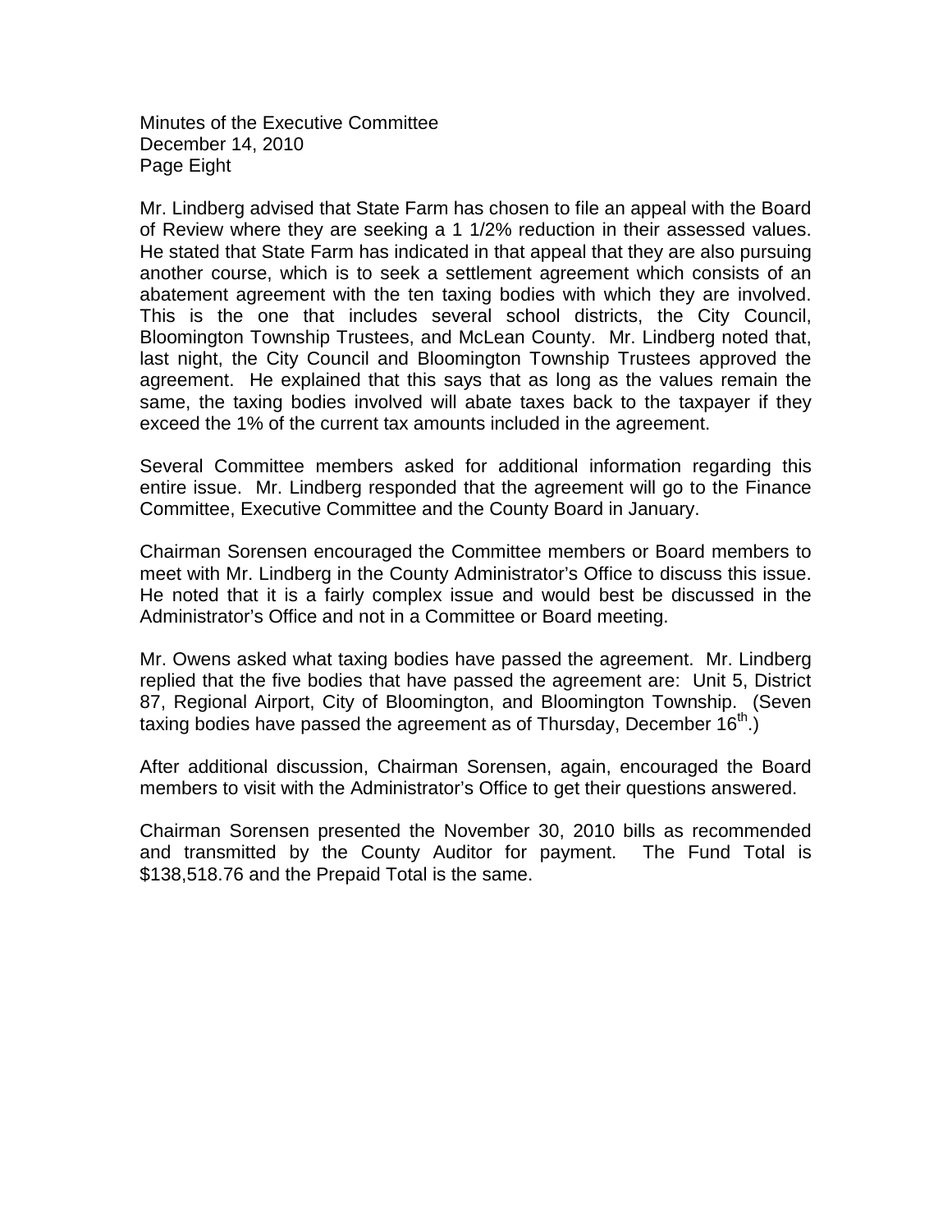Mr. Lindberg advised that State Farm has chosen to file an appeal with the Board of Review where they are seeking a 1 1/2% reduction in their assessed values. He stated that State Farm has indicated in that appeal that they are also pursuing another course, which is to seek a settlement agreement which consists of an abatement agreement with the ten taxing bodies with which they are involved. This is the one that includes several school districts, the City Council, Bloomington Township Trustees, and McLean County. Mr. Lindberg noted that, last night, the City Council and Bloomington Township Trustees approved the agreement. He explained that this says that as long as the values remain the same, the taxing bodies involved will abate taxes back to the taxpayer if they exceed the 1% of the current tax amounts included in the agreement.

Several Committee members asked for additional information regarding this entire issue. Mr. Lindberg responded that the agreement will go to the Finance Committee, Executive Committee and the County Board in January.

Chairman Sorensen encouraged the Committee members or Board members to meet with Mr. Lindberg in the County Administrator's Office to discuss this issue. He noted that it is a fairly complex issue and would best be discussed in the Administrator's Office and not in a Committee or Board meeting.

Mr. Owens asked what taxing bodies have passed the agreement. Mr. Lindberg replied that the five bodies that have passed the agreement are: Unit 5, District 87, Regional Airport, City of Bloomington, and Bloomington Township. (Seven taxing bodies have passed the agreement as of Thursday, December 16th.)

After additional discussion, Chairman Sorensen, again, encouraged the Board members to visit with the Administrator's Office to get their questions answered.

Chairman Sorensen presented the November 30, 2010 bills as recommended and transmitted by the County Auditor for payment. The Fund Total is $138,518.76 and the Prepaid Total is the same.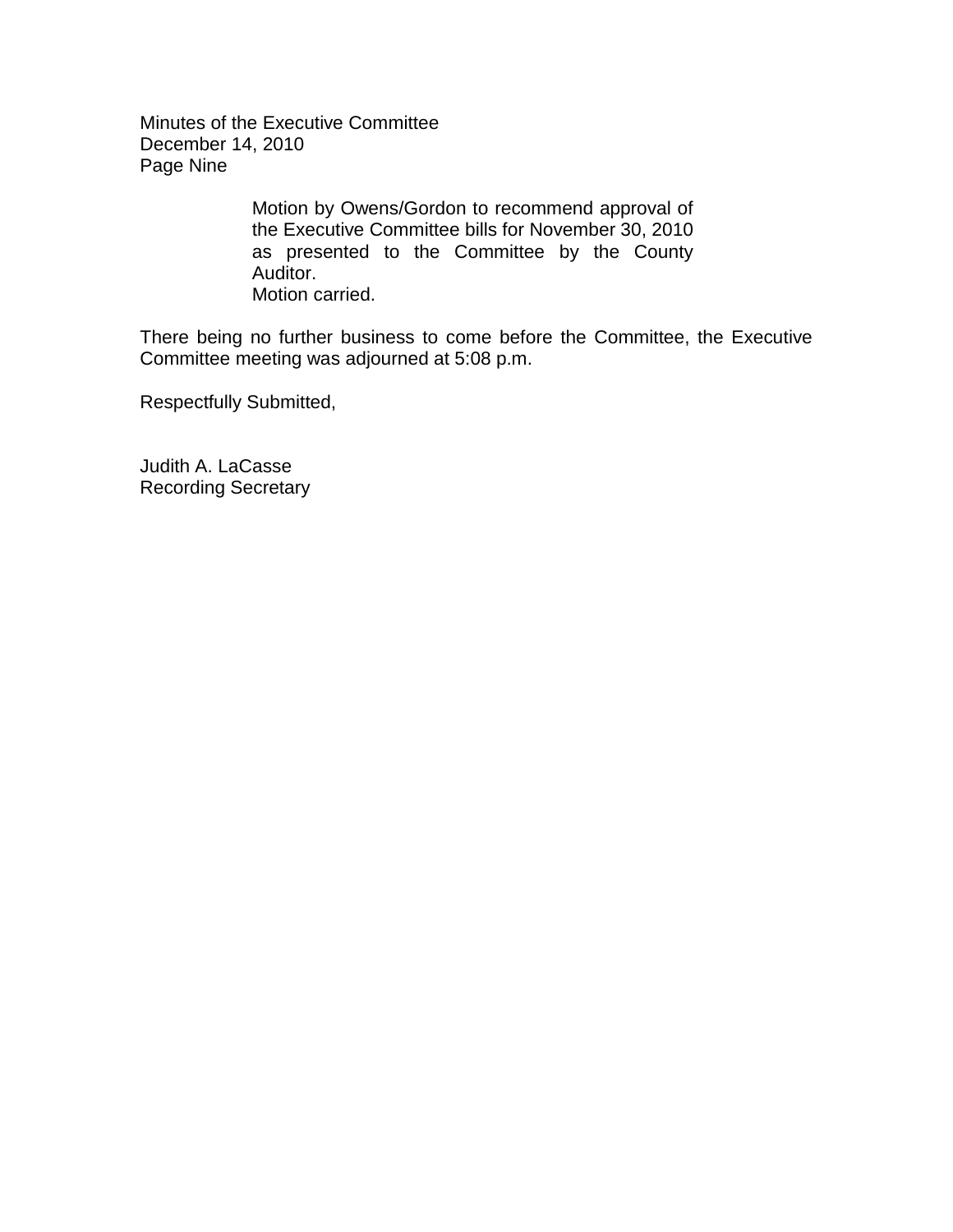Motion by Owens/Gordon to recommend approval of the Executive Committee bills for November 30, 2010 as presented to the Committee by the County Auditor.
Motion carried.

There being no further business to come before the Committee, the Executive Committee meeting was adjourned at 5:08 p.m.

Respectfully Submitted,

Judith A. LaCasse
Recording Secretary